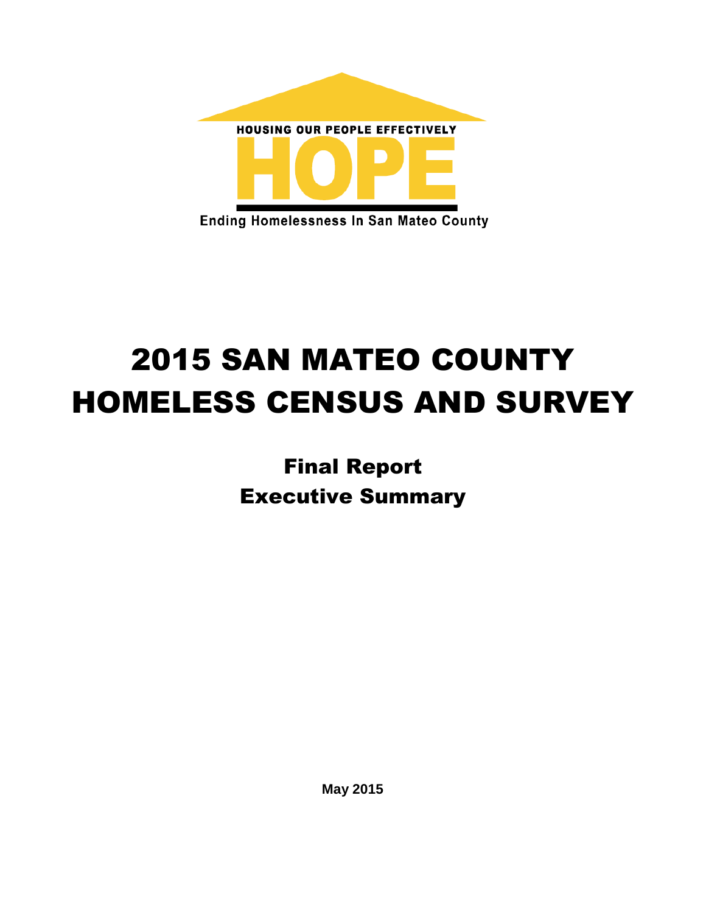HOUSING OUR PEOPLE EFFECTIVELY

HOPE

Ending Homelessness In San Mateo County

# 2015 SAN MATEO COUNTY HOMELESS CENSUS AND SURVEY

## Final Report
## Executive Summary

**May 2015**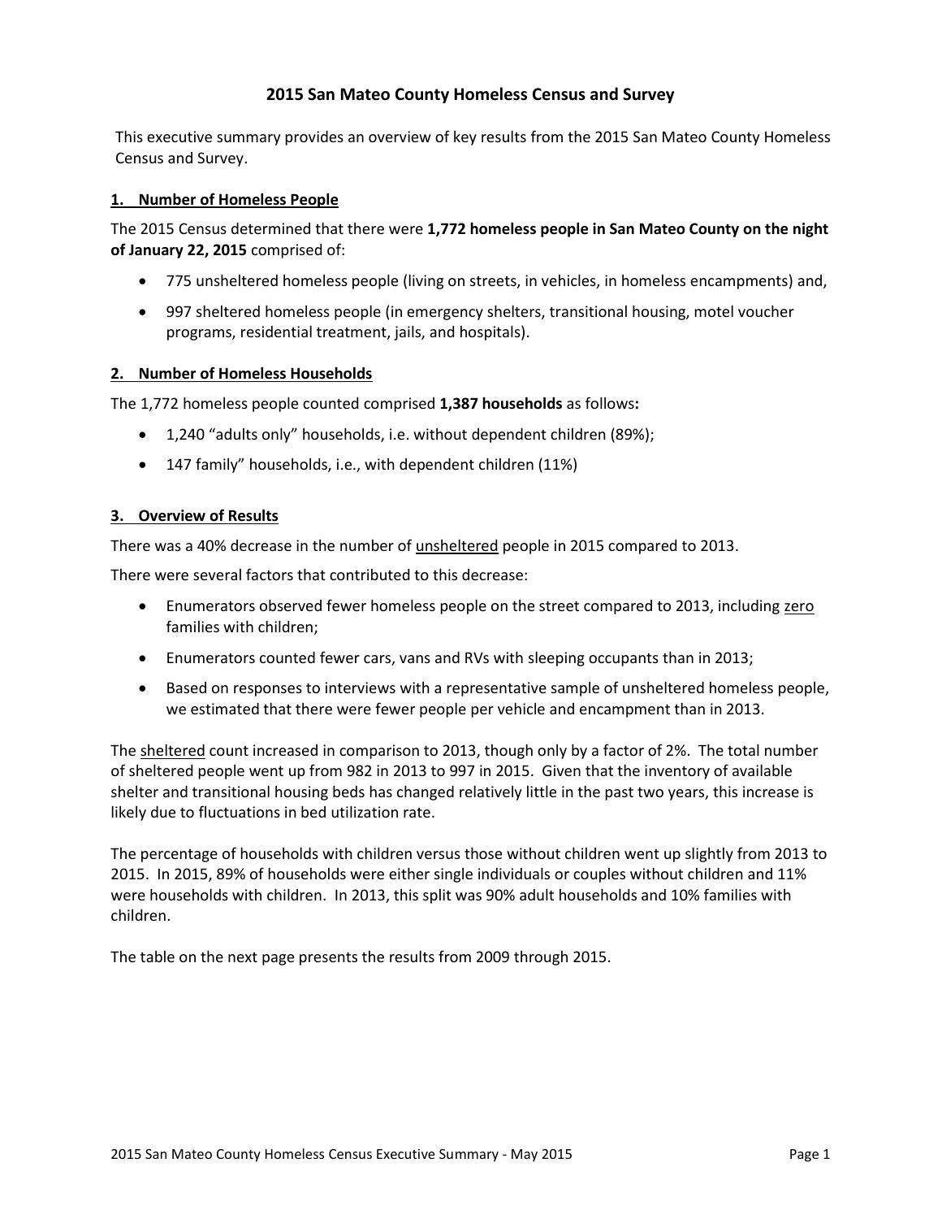# 2015 San Mateo County Homeless Census and Survey

This executive summary provides an overview of key results from the 2015 San Mateo County Homeless Census and Survey.

## 1. Number of Homeless People

The 2015 Census determined that there were **1,772 homeless people in San Mateo County on the night of January 22, 2015** comprised of:

- 775 unsheltered homeless people (living on streets, in vehicles, in homeless encampments) and,
- 997 sheltered homeless people (in emergency shelters, transitional housing, motel voucher programs, residential treatment, jails, and hospitals).

## 2. Number of Homeless Households

The 1,772 homeless people counted comprised **1,387 households** as follows**:**

- 1,240 "adults only" households, i.e. without dependent children (89%);
- 147 family" households, i.e., with dependent children (11%)

## 3. Overview of Results

There was a 40% decrease in the number of unsheltered people in 2015 compared to 2013.

There were several factors that contributed to this decrease:

- Enumerators observed fewer homeless people on the street compared to 2013, including zero families with children;
- Enumerators counted fewer cars, vans and RVs with sleeping occupants than in 2013;
- Based on responses to interviews with a representative sample of unsheltered homeless people, we estimated that there were fewer people per vehicle and encampment than in 2013.

The sheltered count increased in comparison to 2013, though only by a factor of 2%. The total number of sheltered people went up from 982 in 2013 to 997 in 2015. Given that the inventory of available shelter and transitional housing beds has changed relatively little in the past two years, this increase is likely due to fluctuations in bed utilization rate.

The percentage of households with children versus those without children went up slightly from 2013 to 2015. In 2015, 89% of households were either single individuals or couples without children and 11% were households with children. In 2013, this split was 90% adult households and 10% families with children.

The table on the next page presents the results from 2009 through 2015.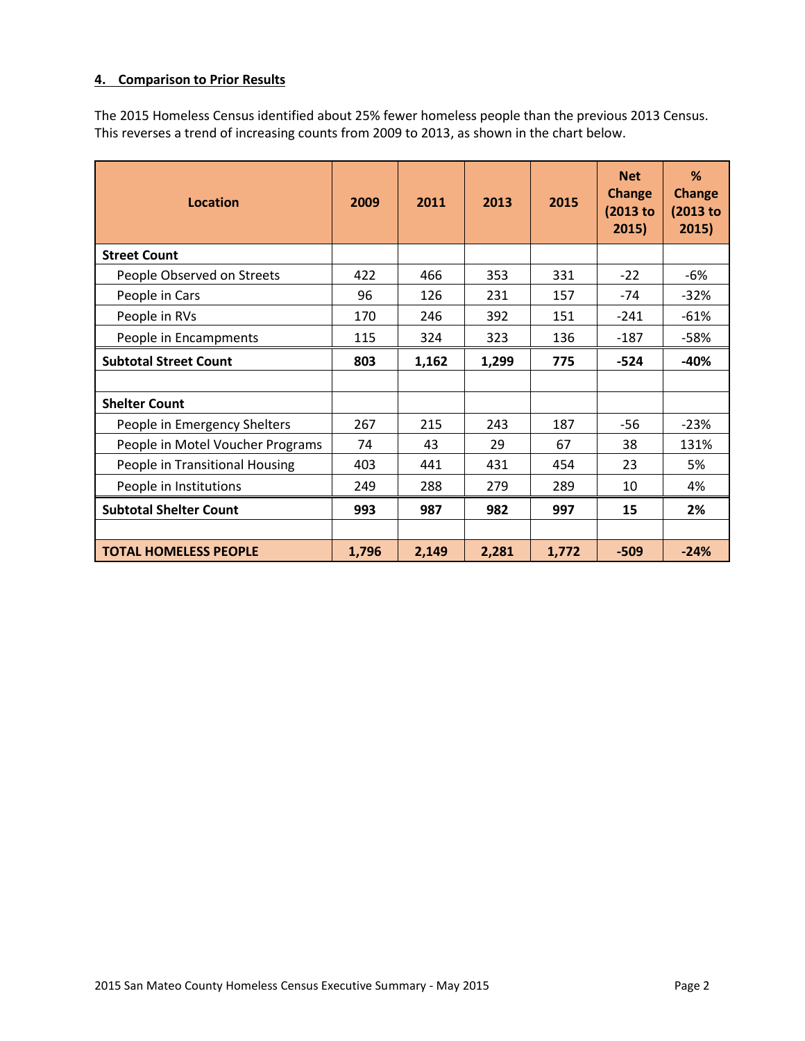#### 4. Comparison to Prior Results

The 2015 Homeless Census identified about 25% fewer homeless people than the previous 2013 Census. This reverses a trend of increasing counts from 2009 to 2013, as shown in the chart below.

| Location | 2009 | 2011 | 2013 | 2015 | Net Change (2013 to 2015) | % Change (2013 to 2015) |
|---|---|---|---|---|---|---|
| **Street Count** | | | | | | |
| People Observed on Streets | 422 | 466 | 353 | 331 | -22 | -6% |
| People in Cars | 96 | 126 | 231 | 157 | -74 | -32% |
| People in RVs | 170 | 246 | 392 | 151 | -241 | -61% |
| People in Encampments | 115 | 324 | 323 | 136 | -187 | -58% |
| **Subtotal Street Count** | **803** | **1,162** | **1,299** | **775** | **-524** | **-40%** |
| | | | | | | |
| **Shelter Count** | | | | | | |
| People in Emergency Shelters | 267 | 215 | 243 | 187 | -56 | -23% |
| People in Motel Voucher Programs | 74 | 43 | 29 | 67 | 38 | 131% |
| People in Transitional Housing | 403 | 441 | 431 | 454 | 23 | 5% |
| People in Institutions | 249 | 288 | 279 | 289 | 10 | 4% |
| **Subtotal Shelter Count** | **993** | **987** | **982** | **997** | **15** | **2%** |
| | | | | | | |
| **TOTAL HOMELESS PEOPLE** | **1,796** | **2,149** | **2,281** | **1,772** | **-509** | **-24%** |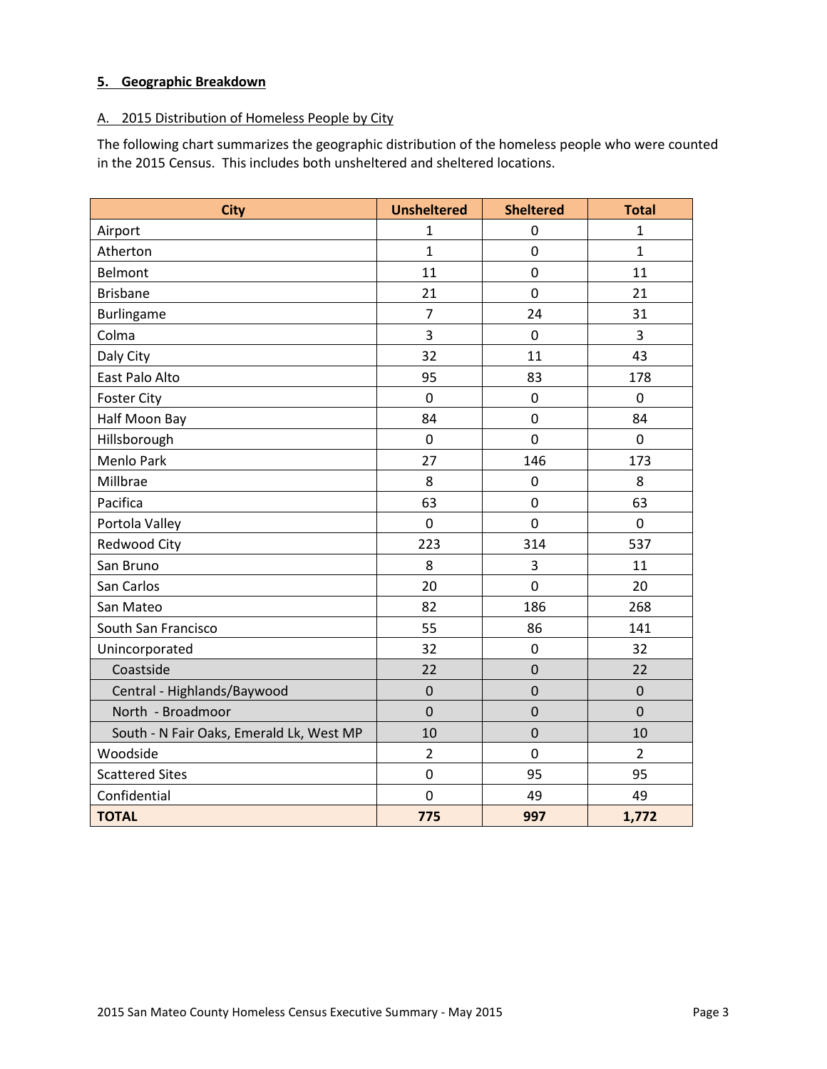**5. Geographic Breakdown**

A. 2015 Distribution of Homeless People by City

The following chart summarizes the geographic distribution of the homeless people who were counted in the 2015 Census. This includes both unsheltered and sheltered locations.

| City | Unsheltered | Sheltered | Total |
|---|---|---|---|
| Airport | 1 | 0 | 1 |
| Atherton | 1 | 0 | 1 |
| Belmont | 11 | 0 | 11 |
| Brisbane | 21 | 0 | 21 |
| Burlingame | 7 | 24 | 31 |
| Colma | 3 | 0 | 3 |
| Daly City | 32 | 11 | 43 |
| East Palo Alto | 95 | 83 | 178 |
| Foster City | 0 | 0 | 0 |
| Half Moon Bay | 84 | 0 | 84 |
| Hillsborough | 0 | 0 | 0 |
| Menlo Park | 27 | 146 | 173 |
| Millbrae | 8 | 0 | 8 |
| Pacifica | 63 | 0 | 63 |
| Portola Valley | 0 | 0 | 0 |
| Redwood City | 223 | 314 | 537 |
| San Bruno | 8 | 3 | 11 |
| San Carlos | 20 | 0 | 20 |
| San Mateo | 82 | 186 | 268 |
| South San Francisco | 55 | 86 | 141 |
| Unincorporated | 32 | 0 | 32 |
| Coastside | 22 | 0 | 22 |
| Central - Highlands/Baywood | 0 | 0 | 0 |
| North - Broadmoor | 0 | 0 | 0 |
| South - N Fair Oaks, Emerald Lk, West MP | 10 | 0 | 10 |
| Woodside | 2 | 0 | 2 |
| Scattered Sites | 0 | 95 | 95 |
| Confidential | 0 | 49 | 49 |
| **TOTAL** | **775** | **997** | **1,772** |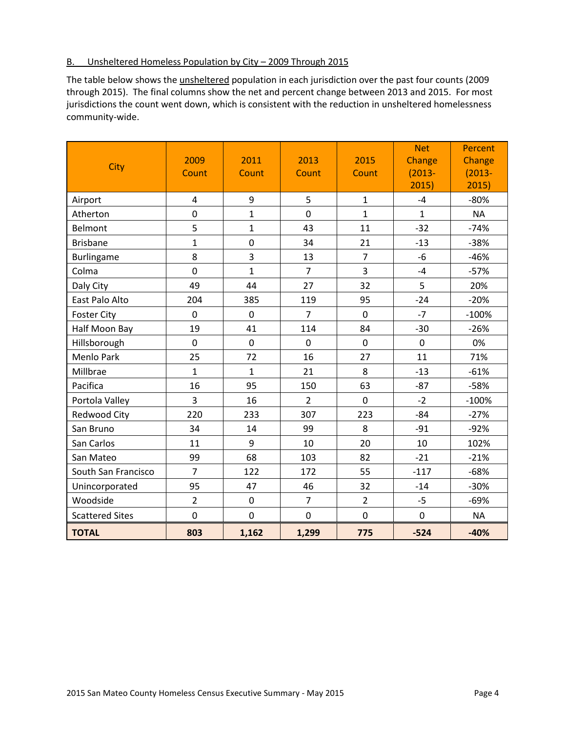### B. Unsheltered Homeless Population by City – 2009 Through 2015

The table below shows the unsheltered population in each jurisdiction over the past four counts (2009 through 2015). The final columns show the net and percent change between 2013 and 2015. For most jurisdictions the count went down, which is consistent with the reduction in unsheltered homelessness community-wide.

| City | 2009 Count | 2011 Count | 2013 Count | 2015 Count | Net Change (2013-2015) | Percent Change (2013-2015) |
|---|---|---|---|---|---|---|
| Airport | 4 | 9 | 5 | 1 | -4 | -80% |
| Atherton | 0 | 1 | 0 | 1 | 1 | NA |
| Belmont | 5 | 1 | 43 | 11 | -32 | -74% |
| Brisbane | 1 | 0 | 34 | 21 | -13 | -38% |
| Burlingame | 8 | 3 | 13 | 7 | -6 | -46% |
| Colma | 0 | 1 | 7 | 3 | -4 | -57% |
| Daly City | 49 | 44 | 27 | 32 | 5 | 20% |
| East Palo Alto | 204 | 385 | 119 | 95 | -24 | -20% |
| Foster City | 0 | 0 | 7 | 0 | -7 | -100% |
| Half Moon Bay | 19 | 41 | 114 | 84 | -30 | -26% |
| Hillsborough | 0 | 0 | 0 | 0 | 0 | 0% |
| Menlo Park | 25 | 72 | 16 | 27 | 11 | 71% |
| Millbrae | 1 | 1 | 21 | 8 | -13 | -61% |
| Pacifica | 16 | 95 | 150 | 63 | -87 | -58% |
| Portola Valley | 3 | 16 | 2 | 0 | -2 | -100% |
| Redwood City | 220 | 233 | 307 | 223 | -84 | -27% |
| San Bruno | 34 | 14 | 99 | 8 | -91 | -92% |
| San Carlos | 11 | 9 | 10 | 20 | 10 | 102% |
| San Mateo | 99 | 68 | 103 | 82 | -21 | -21% |
| South San Francisco | 7 | 122 | 172 | 55 | -117 | -68% |
| Unincorporated | 95 | 47 | 46 | 32 | -14 | -30% |
| Woodside | 2 | 0 | 7 | 2 | -5 | -69% |
| Scattered Sites | 0 | 0 | 0 | 0 | 0 | NA |
| **TOTAL** | **803** | **1,162** | **1,299** | **775** | **-524** | **-40%** |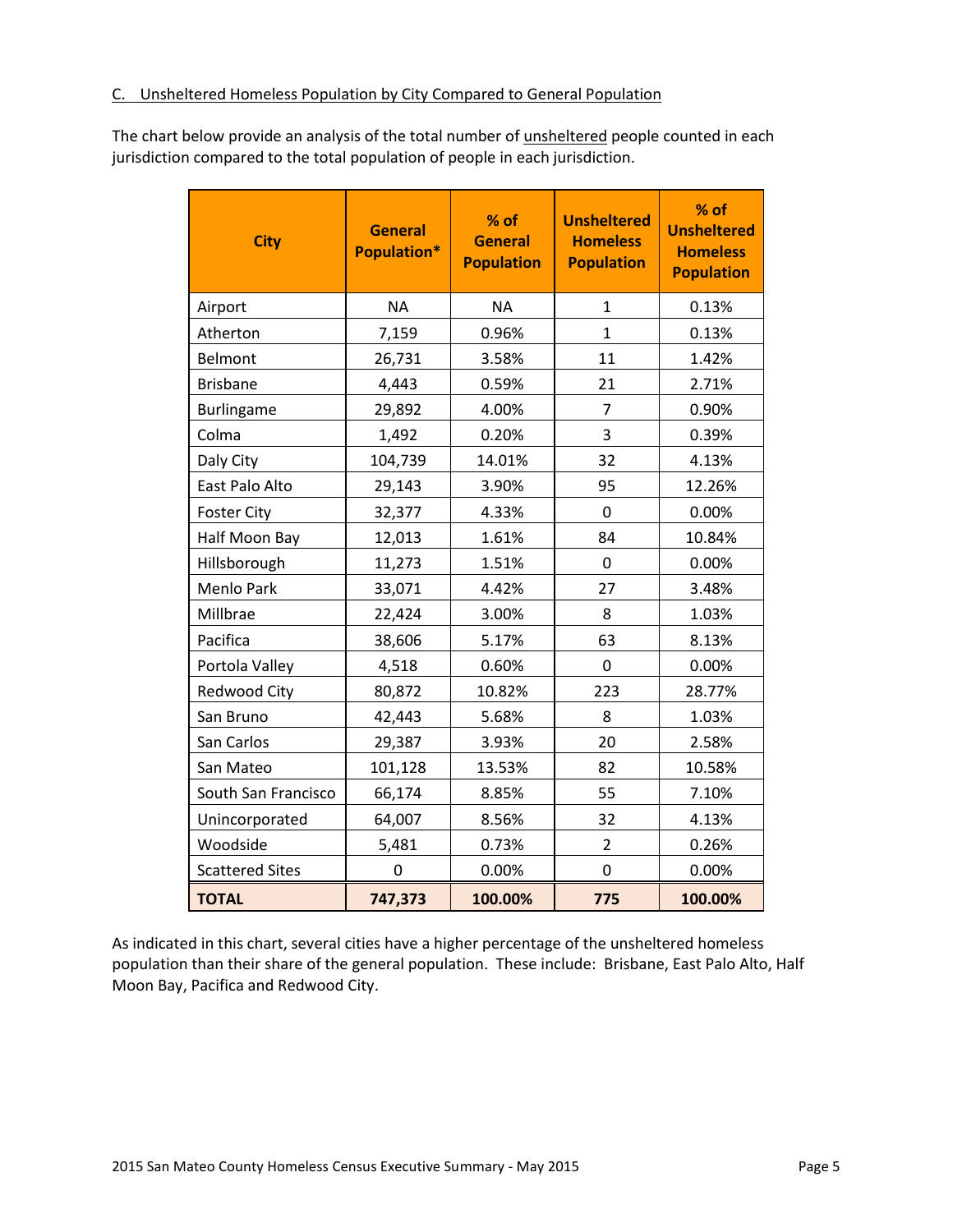### C. Unsheltered Homeless Population by City Compared to General Population

The chart below provide an analysis of the total number of unsheltered people counted in each jurisdiction compared to the total population of people in each jurisdiction.

| City | General Population* | % of General Population | Unsheltered Homeless Population | % of Unsheltered Homeless Population |
|---|---|---|---|---|
| Airport | NA | NA | 1 | 0.13% |
| Atherton | 7,159 | 0.96% | 1 | 0.13% |
| Belmont | 26,731 | 3.58% | 11 | 1.42% |
| Brisbane | 4,443 | 0.59% | 21 | 2.71% |
| Burlingame | 29,892 | 4.00% | 7 | 0.90% |
| Colma | 1,492 | 0.20% | 3 | 0.39% |
| Daly City | 104,739 | 14.01% | 32 | 4.13% |
| East Palo Alto | 29,143 | 3.90% | 95 | 12.26% |
| Foster City | 32,377 | 4.33% | 0 | 0.00% |
| Half Moon Bay | 12,013 | 1.61% | 84 | 10.84% |
| Hillsborough | 11,273 | 1.51% | 0 | 0.00% |
| Menlo Park | 33,071 | 4.42% | 27 | 3.48% |
| Millbrae | 22,424 | 3.00% | 8 | 1.03% |
| Pacifica | 38,606 | 5.17% | 63 | 8.13% |
| Portola Valley | 4,518 | 0.60% | 0 | 0.00% |
| Redwood City | 80,872 | 10.82% | 223 | 28.77% |
| San Bruno | 42,443 | 5.68% | 8 | 1.03% |
| San Carlos | 29,387 | 3.93% | 20 | 2.58% |
| San Mateo | 101,128 | 13.53% | 82 | 10.58% |
| South San Francisco | 66,174 | 8.85% | 55 | 7.10% |
| Unincorporated | 64,007 | 8.56% | 32 | 4.13% |
| Woodside | 5,481 | 0.73% | 2 | 0.26% |
| Scattered Sites | 0 | 0.00% | 0 | 0.00% |
| **TOTAL** | **747,373** | **100.00%** | **775** | **100.00%** |

As indicated in this chart, several cities have a higher percentage of the unsheltered homeless population than their share of the general population. These include: Brisbane, East Palo Alto, Half Moon Bay, Pacifica and Redwood City.